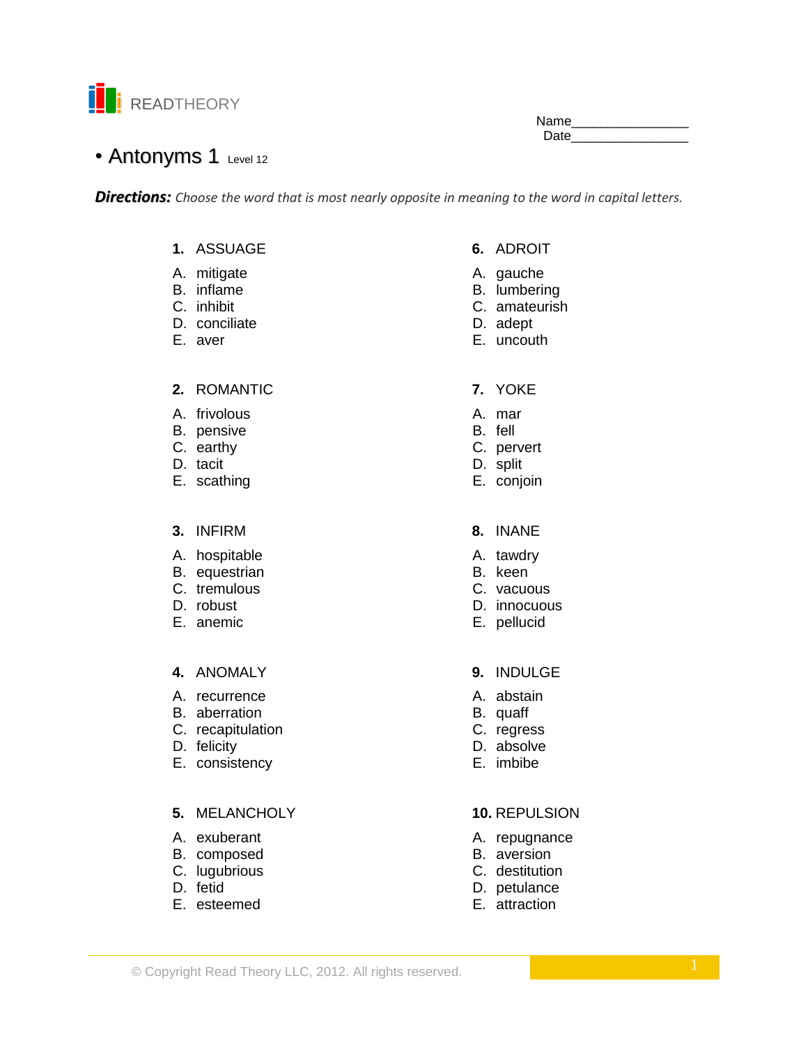READTHEORY

Name________________
Date________________

# • Antonyms 1 Level 12

***Directions:*** *Choose the word that is most nearly opposite in meaning to the word in capital letters.*

**1.** ASSUAGE

A. mitigate
B. inflame
C. inhibit
D. conciliate
E. aver

**2.** ROMANTIC

A. frivolous
B. pensive
C. earthy
D. tacit
E. scathing

**3.** INFIRM

A. hospitable
B. equestrian
C. tremulous
D. robust
E. anemic

**4.** ANOMALY

A. recurrence
B. aberration
C. recapitulation
D. felicity
E. consistency

**5.** MELANCHOLY

A. exuberant
B. composed
C. lugubrious
D. fetid
E. esteemed

**6.** ADROIT

A. gauche
B. lumbering
C. amateurish
D. adept
E. uncouth

**7.** YOKE

A. mar
B. fell
C. pervert
D. split
E. conjoin

**8.** INANE

A. tawdry
B. keen
C. vacuous
D. innocuous
E. pellucid

**9.** INDULGE

A. abstain
B. quaff
C. regress
D. absolve
E. imbibe

**10.** REPULSION

A. repugnance
B. aversion
C. destitution
D. petulance
E. attraction

© Copyright Read Theory LLC, 2012. All rights reserved.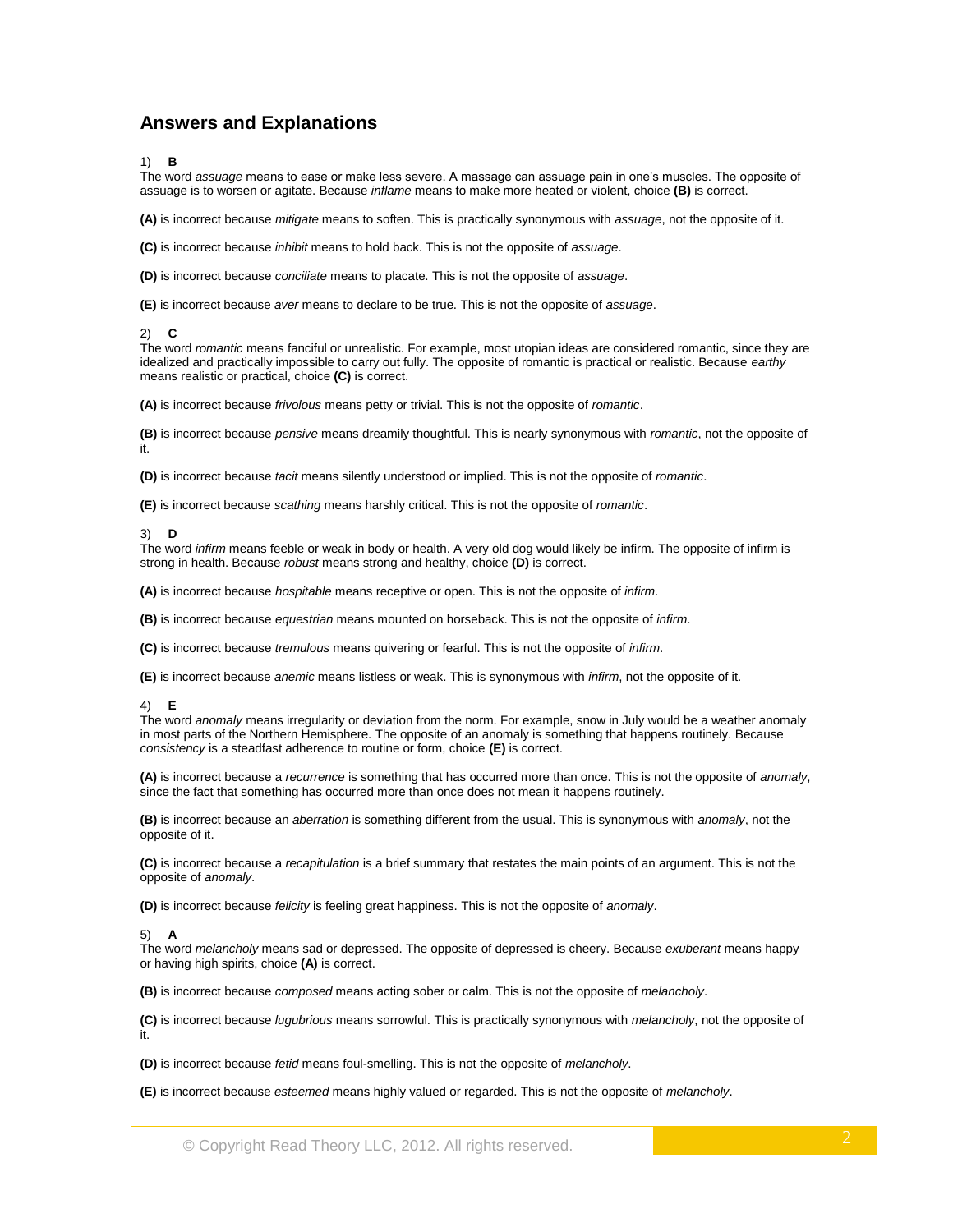## Answers and Explanations

1) **B**
The word *assuage* means to ease or make less severe. A massage can assuage pain in one's muscles. The opposite of assuage is to worsen or agitate. Because *inflame* means to make more heated or violent, choice **(B)** is correct.

**(A)** is incorrect because *mitigate* means to soften. This is practically synonymous with *assuage*, not the opposite of it.

**(C)** is incorrect because *inhibit* means to hold back. This is not the opposite of *assuage*.

**(D)** is incorrect because *conciliate* means to placate. This is not the opposite of *assuage*.

**(E)** is incorrect because *aver* means to declare to be true. This is not the opposite of *assuage*.

2) **C**
The word *romantic* means fanciful or unrealistic. For example, most utopian ideas are considered romantic, since they are idealized and practically impossible to carry out fully. The opposite of romantic is practical or realistic. Because *earthy* means realistic or practical, choice **(C)** is correct.

**(A)** is incorrect because *frivolous* means petty or trivial. This is not the opposite of *romantic*.

**(B)** is incorrect because *pensive* means dreamily thoughtful. This is nearly synonymous with *romantic*, not the opposite of it.

**(D)** is incorrect because *tacit* means silently understood or implied. This is not the opposite of *romantic*.

**(E)** is incorrect because *scathing* means harshly critical. This is not the opposite of *romantic*.

3) **D**
The word *infirm* means feeble or weak in body or health. A very old dog would likely be infirm. The opposite of infirm is strong in health. Because *robust* means strong and healthy, choice **(D)** is correct.

**(A)** is incorrect because *hospitable* means receptive or open. This is not the opposite of *infirm*.

**(B)** is incorrect because *equestrian* means mounted on horseback. This is not the opposite of *infirm*.

**(C)** is incorrect because *tremulous* means quivering or fearful. This is not the opposite of *infirm*.

**(E)** is incorrect because *anemic* means listless or weak. This is synonymous with *infirm*, not the opposite of it.

4) **E**
The word *anomaly* means irregularity or deviation from the norm. For example, snow in July would be a weather anomaly in most parts of the Northern Hemisphere. The opposite of an anomaly is something that happens routinely. Because *consistency* is a steadfast adherence to routine or form, choice **(E)** is correct.

**(A)** is incorrect because a *recurrence* is something that has occurred more than once. This is not the opposite of *anomaly*, since the fact that something has occurred more than once does not mean it happens routinely.

**(B)** is incorrect because an *aberration* is something different from the usual. This is synonymous with *anomaly*, not the opposite of it.

**(C)** is incorrect because a *recapitulation* is a brief summary that restates the main points of an argument. This is not the opposite of *anomaly*.

**(D)** is incorrect because *felicity* is feeling great happiness. This is not the opposite of *anomaly*.

5) **A**
The word *melancholy* means sad or depressed. The opposite of depressed is cheery. Because *exuberant* means happy or having high spirits, choice **(A)** is correct.

**(B)** is incorrect because *composed* means acting sober or calm. This is not the opposite of *melancholy*.

**(C)** is incorrect because *lugubrious* means sorrowful. This is practically synonymous with *melancholy*, not the opposite of it.

**(D)** is incorrect because *fetid* means foul-smelling. This is not the opposite of *melancholy*.

**(E)** is incorrect because *esteemed* means highly valued or regarded. This is not the opposite of *melancholy*.

© Copyright Read Theory LLC, 2012. All rights reserved.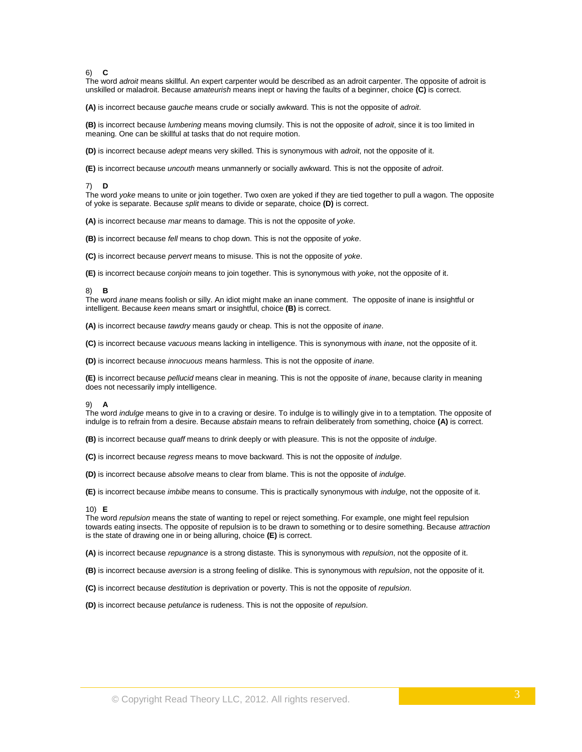6) **C**
The word *adroit* means skillful. An expert carpenter would be described as an adroit carpenter. The opposite of adroit is unskilled or maladroit. Because *amateurish* means inept or having the faults of a beginner, choice **(C)** is correct.

**(A)** is incorrect because *gauche* means crude or socially awkward. This is not the opposite of *adroit*.

**(B)** is incorrect because *lumbering* means moving clumsily. This is not the opposite of *adroit*, since it is too limited in meaning. One can be skillful at tasks that do not require motion.

**(D)** is incorrect because *adept* means very skilled. This is synonymous with *adroit*, not the opposite of it.

**(E)** is incorrect because *uncouth* means unmannerly or socially awkward. This is not the opposite of *adroit*.

7) **D**
The word *yoke* means to unite or join together. Two oxen are yoked if they are tied together to pull a wagon. The opposite of yoke is separate. Because *split* means to divide or separate, choice **(D)** is correct.

**(A)** is incorrect because *mar* means to damage. This is not the opposite of *yoke*.

**(B)** is incorrect because *fell* means to chop down. This is not the opposite of *yoke*.

**(C)** is incorrect because *pervert* means to misuse. This is not the opposite of *yoke*.

**(E)** is incorrect because *conjoin* means to join together. This is synonymous with *yoke*, not the opposite of it.

8) **B**
The word *inane* means foolish or silly. An idiot might make an inane comment. The opposite of inane is insightful or intelligent. Because *keen* means smart or insightful, choice **(B)** is correct.

**(A)** is incorrect because *tawdry* means gaudy or cheap. This is not the opposite of *inane*.

**(C)** is incorrect because *vacuous* means lacking in intelligence. This is synonymous with *inane*, not the opposite of it.

**(D)** is incorrect because *innocuous* means harmless. This is not the opposite of *inane*.

**(E)** is incorrect because *pellucid* means clear in meaning. This is not the opposite of *inane*, because clarity in meaning does not necessarily imply intelligence.

9) **A**
The word *indulge* means to give in to a craving or desire. To indulge is to willingly give in to a temptation. The opposite of indulge is to refrain from a desire. Because *abstain* means to refrain deliberately from something, choice **(A)** is correct.

**(B)** is incorrect because *quaff* means to drink deeply or with pleasure. This is not the opposite of *indulge*.

**(C)** is incorrect because *regress* means to move backward. This is not the opposite of *indulge*.

**(D)** is incorrect because *absolve* means to clear from blame. This is not the opposite of *indulge*.

**(E)** is incorrect because *imbibe* means to consume. This is practically synonymous with *indulge*, not the opposite of it.

10) **E**
The word *repulsion* means the state of wanting to repel or reject something. For example, one might feel repulsion towards eating insects. The opposite of repulsion is to be drawn to something or to desire something. Because *attraction* is the state of drawing one in or being alluring, choice **(E)** is correct.

**(A)** is incorrect because *repugnance* is a strong distaste. This is synonymous with *repulsion*, not the opposite of it.

**(B)** is incorrect because *aversion* is a strong feeling of dislike. This is synonymous with *repulsion*, not the opposite of it.

**(C)** is incorrect because *destitution* is deprivation or poverty. This is not the opposite of *repulsion*.

**(D)** is incorrect because *petulance* is rudeness. This is not the opposite of *repulsion*.